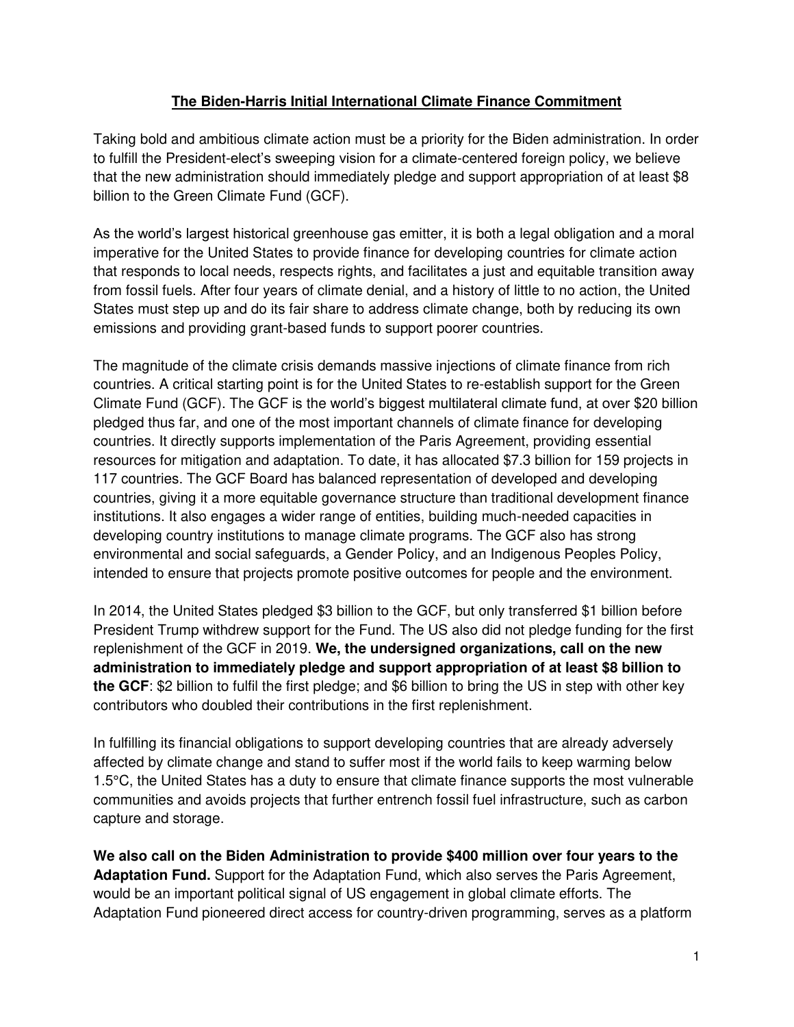# **The Biden-Harris Initial International Climate Finance Commitment**

Taking bold and ambitious climate action must be a priority for the Biden administration. In order to fulfill the President-elect's sweeping vision for a climate-centered foreign policy, we believe that the new administration should immediately pledge and support appropriation of at least $8 billion to the Green Climate Fund (GCF).

As the world's largest historical greenhouse gas emitter, it is both a legal obligation and a moral imperative for the United States to provide finance for developing countries for climate action that responds to local needs, respects rights, and facilitates a just and equitable transition away from fossil fuels. After four years of climate denial, and a history of little to no action, the United States must step up and do its fair share to address climate change, both by reducing its own emissions and providing grant-based funds to support poorer countries.

The magnitude of the climate crisis demands massive injections of climate finance from rich countries. A critical starting point is for the United States to re-establish support for the Green Climate Fund (GCF). The GCF is the world's biggest multilateral climate fund, at over $20 billion pledged thus far, and one of the most important channels of climate finance for developing countries. It directly supports implementation of the Paris Agreement, providing essential resources for mitigation and adaptation. To date, it has allocated $7.3 billion for 159 projects in 117 countries. The GCF Board has balanced representation of developed and developing countries, giving it a more equitable governance structure than traditional development finance institutions. It also engages a wider range of entities, building much-needed capacities in developing country institutions to manage climate programs. The GCF also has strong environmental and social safeguards, a Gender Policy, and an Indigenous Peoples Policy, intended to ensure that projects promote positive outcomes for people and the environment.

In 2014, the United States pledged $3 billion to the GCF, but only transferred $1 billion before President Trump withdrew support for the Fund. The US also did not pledge funding for the first replenishment of the GCF in 2019. **We, the undersigned organizations, call on the new administration to immediately pledge and support appropriation of at least $8 billion to the GCF**: $2 billion to fulfil the first pledge; and $6 billion to bring the US in step with other key contributors who doubled their contributions in the first replenishment.

In fulfilling its financial obligations to support developing countries that are already adversely affected by climate change and stand to suffer most if the world fails to keep warming below 1.5°C, the United States has a duty to ensure that climate finance supports the most vulnerable communities and avoids projects that further entrench fossil fuel infrastructure, such as carbon capture and storage.

**We also call on the Biden Administration to provide $400 million over four years to the Adaptation Fund.** Support for the Adaptation Fund, which also serves the Paris Agreement, would be an important political signal of US engagement in global climate efforts. The Adaptation Fund pioneered direct access for country-driven programming, serves as a platform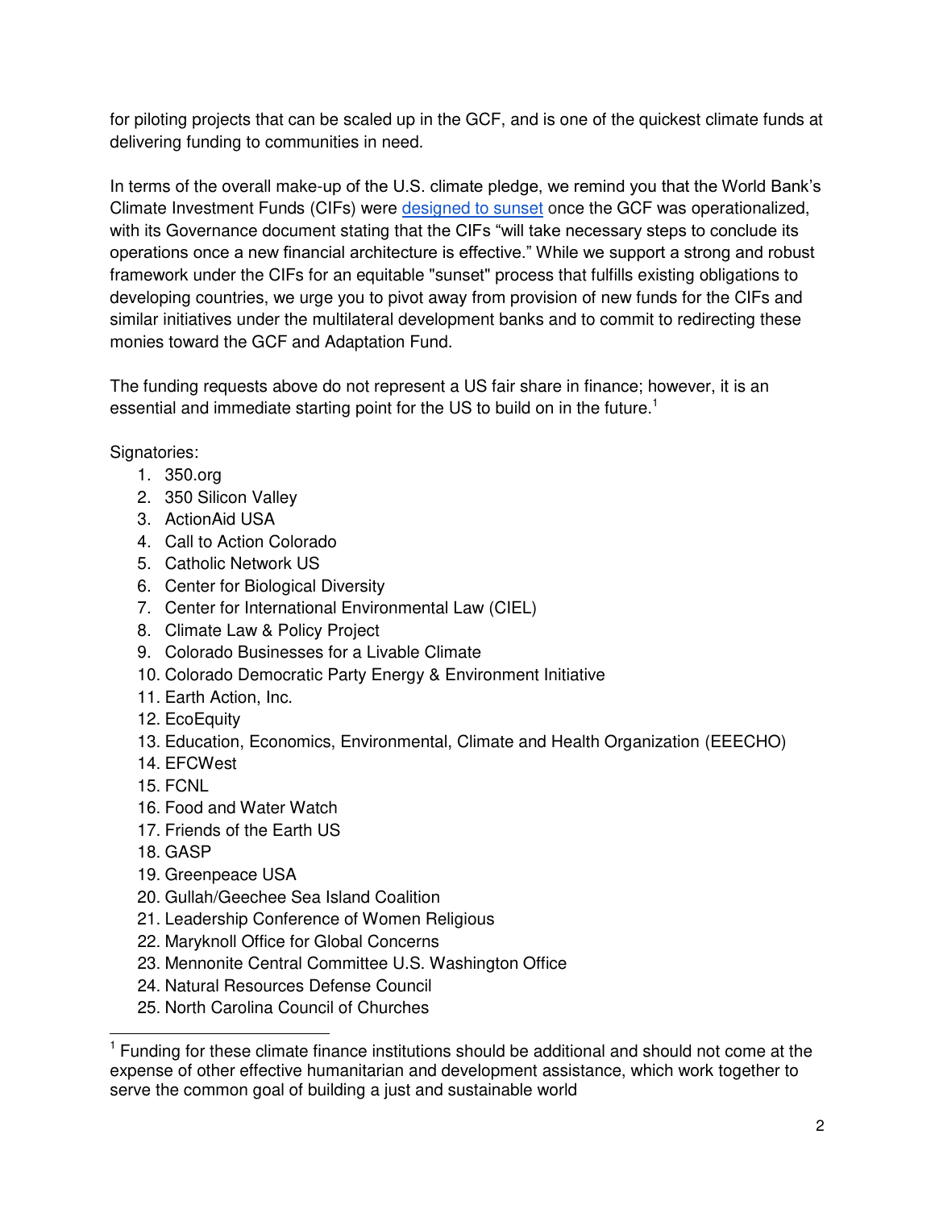for piloting projects that can be scaled up in the GCF, and is one of the quickest climate funds at delivering funding to communities in need.

In terms of the overall make-up of the U.S. climate pledge, we remind you that the World Bank's Climate Investment Funds (CIFs) were designed to sunset once the GCF was operationalized, with its Governance document stating that the CIFs "will take necessary steps to conclude its operations once a new financial architecture is effective." While we support a strong and robust framework under the CIFs for an equitable "sunset" process that fulfills existing obligations to developing countries, we urge you to pivot away from provision of new funds for the CIFs and similar initiatives under the multilateral development banks and to commit to redirecting these monies toward the GCF and Adaptation Fund.

The funding requests above do not represent a US fair share in finance; however, it is an essential and immediate starting point for the US to build on in the future.[1]

Signatories:

1. 350.org
2. 350 Silicon Valley
3. ActionAid USA
4. Call to Action Colorado
5. Catholic Network US
6. Center for Biological Diversity
7. Center for International Environmental Law (CIEL)
8. Climate Law & Policy Project
9. Colorado Businesses for a Livable Climate
10. Colorado Democratic Party Energy & Environment Initiative
11. Earth Action, Inc.
12. EcoEquity
13. Education, Economics, Environmental, Climate and Health Organization (EEECHO)
14. EFCWest
15. FCNL
16. Food and Water Watch
17. Friends of the Earth US
18. GASP
19. Greenpeace USA
20. Gullah/Geechee Sea Island Coalition
21. Leadership Conference of Women Religious
22. Maryknoll Office for Global Concerns
23. Mennonite Central Committee U.S. Washington Office
24. Natural Resources Defense Council
25. North Carolina Council of Churches

[1] Funding for these climate finance institutions should be additional and should not come at the expense of other effective humanitarian and development assistance, which work together to serve the common goal of building a just and sustainable world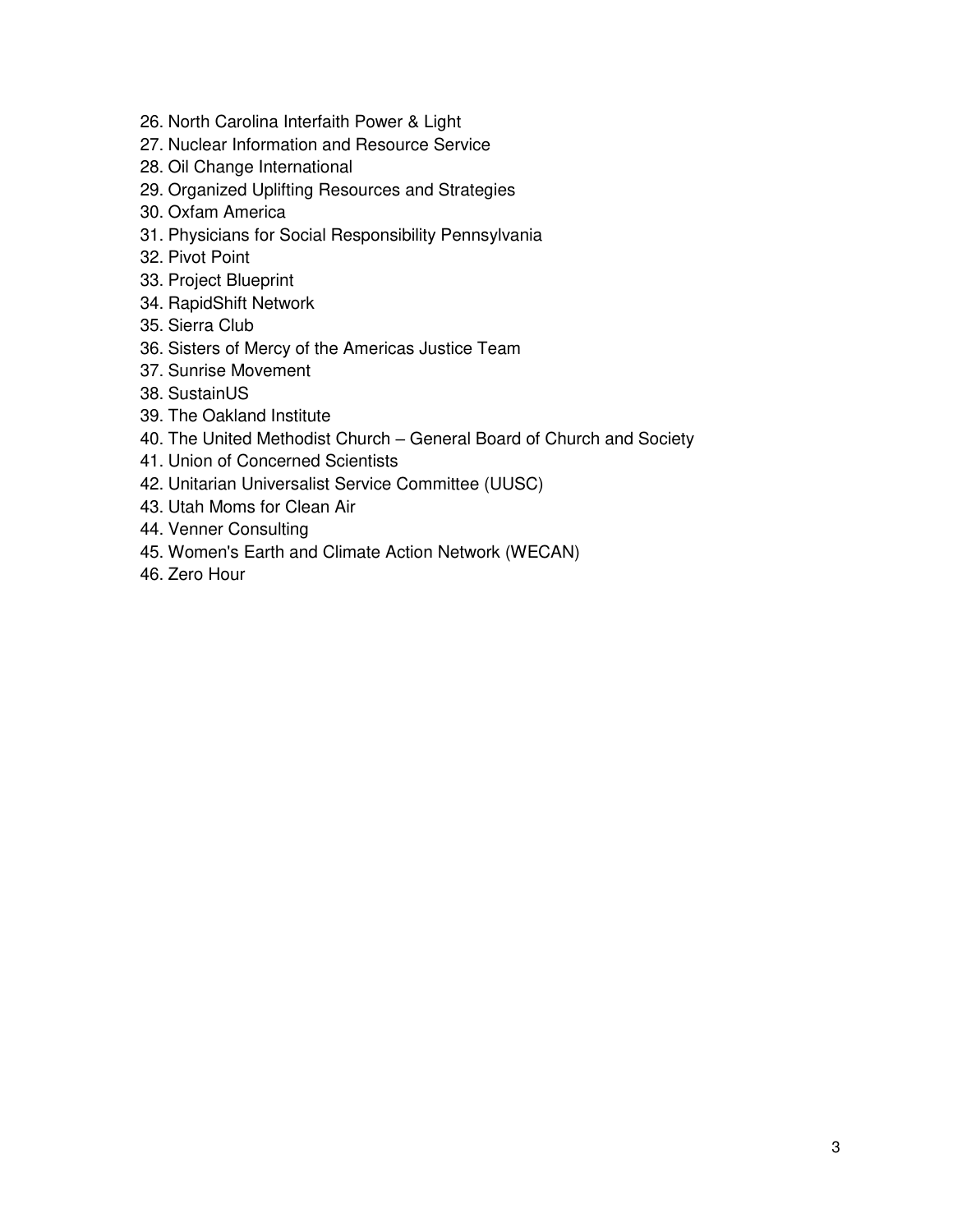26. North Carolina Interfaith Power & Light
27. Nuclear Information and Resource Service
28. Oil Change International
29. Organized Uplifting Resources and Strategies
30. Oxfam America
31. Physicians for Social Responsibility Pennsylvania
32. Pivot Point
33. Project Blueprint
34. RapidShift Network
35. Sierra Club
36. Sisters of Mercy of the Americas Justice Team
37. Sunrise Movement
38. SustainUS
39. The Oakland Institute
40. The United Methodist Church – General Board of Church and Society
41. Union of Concerned Scientists
42. Unitarian Universalist Service Committee (UUSC)
43. Utah Moms for Clean Air
44. Venner Consulting
45. Women's Earth and Climate Action Network (WECAN)
46. Zero Hour